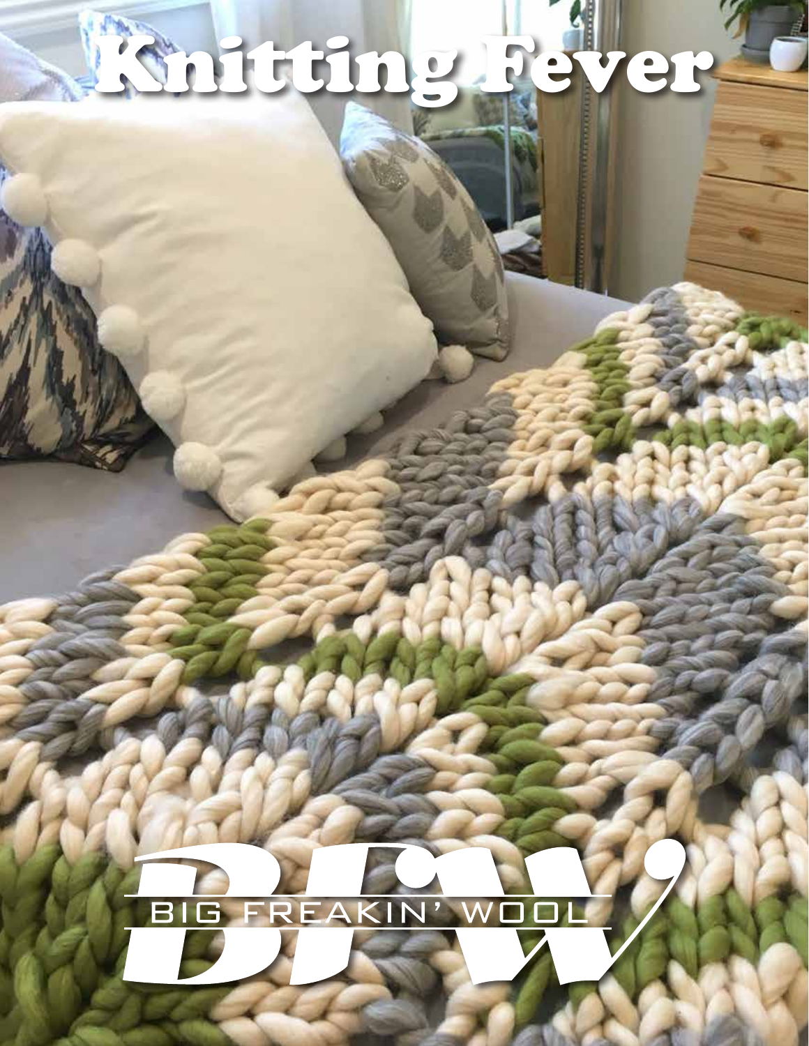# Knitting Fever

BFW

BIG FREAKIN' WOOL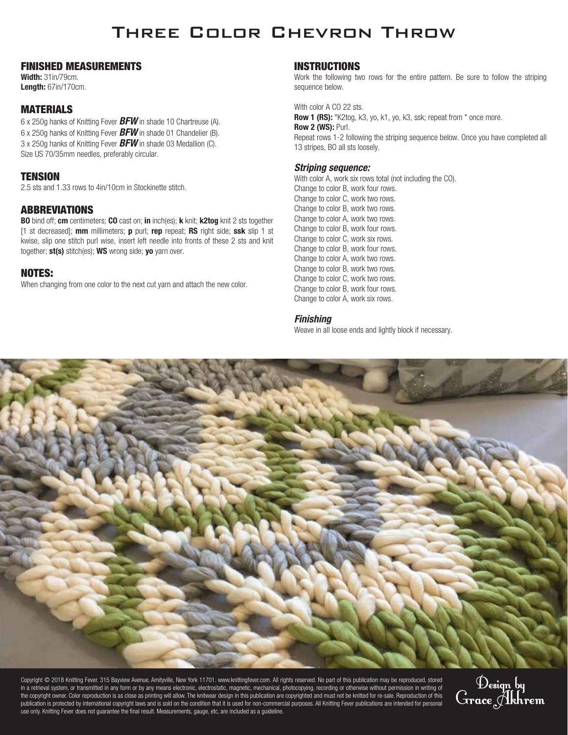# Three Color Chevron Throw

## FINISHED MEASUREMENTS

**Width:** 31in/79cm.
**Length:** 67in/170cm.

## MATERIALS

6 x 250g hanks of Knitting Fever ***BFW*** in shade 10 Chartreuse (A).
6 x 250g hanks of Knitting Fever ***BFW*** in shade 01 Chandelier (B).
3 x 250g hanks of Knitting Fever ***BFW*** in shade 03 Medallion (C).
Size US 70/35mm needles, preferably circular.

## TENSION

2.5 sts and 1.33 rows to 4in/10cm in Stockinette stitch.

## ABBREVIATIONS

**BO** bind off; **cm** centimeters; **CO** cast on; **in** inch(es); **k** knit; **k2tog** knit 2 sts together [1 st decreased]; **mm** millimeters; **p** purl; **rep** repeat; **RS** right side; **ssk** slip 1 st kwise, slip one stitch purl wise, insert left needle into fronts of these 2 sts and knit together; **st(s)** stitch(es); **WS** wrong side; **yo** yarn over.

## NOTES:

When changing from one color to the next cut yarn and attach the new color.

## INSTRUCTIONS

Work the following two rows for the entire pattern. Be sure to follow the striping sequence below.

With color A CO 22 sts.
**Row 1 (RS):** *K2tog, k3, yo, k1, yo, k3, ssk; repeat from * once more.
**Row 2 (WS):** Purl.
Repeat rows 1-2 following the striping sequence below. Once you have completed all 13 stripes, BO all sts loosely.

### *Striping sequence:*

With color A, work six rows total (not including the CO).
Change to color B, work four rows.
Change to color C, work two rows.
Change to color B, work two rows.
Change to color A, work two rows.
Change to color B, work four rows.
Change to color C, work six rows.
Change to color B, work four rows.
Change to color A, work two rows.
Change to color B, work two rows.
Change to color C, work two rows.
Change to color B, work four rows.
Change to color A, work six rows.

### *Finishing*

Weave in all loose ends and lightly block if necessary.

Copyright © 2018 Knitting Fever. 315 Bayview Avenue, Amityville, New York 11701. www.knittingfever.com. All rights reserved. No part of this publication may be reproduced, stored in a retrieval system, or transmitted in any form or by any means electronic, electrostatic, magnetic, mechanical, photocopying, recording or otherwise without permission in writing of the copyright owner. Color reproduction is as close as printing will allow. The knitwear design in this publication are copyrighted and must not be knitted for re-sale. Reproduction of this publication is protected by international copyright laws and is sold on the condition that it is used for non-commercial purposes. All Knitting Fever publications are intended for personal use only. Knitting Fever does not guarantee the final result. Measurements, gauge, etc, are included as a guideline.

Design by Grace Akhrem